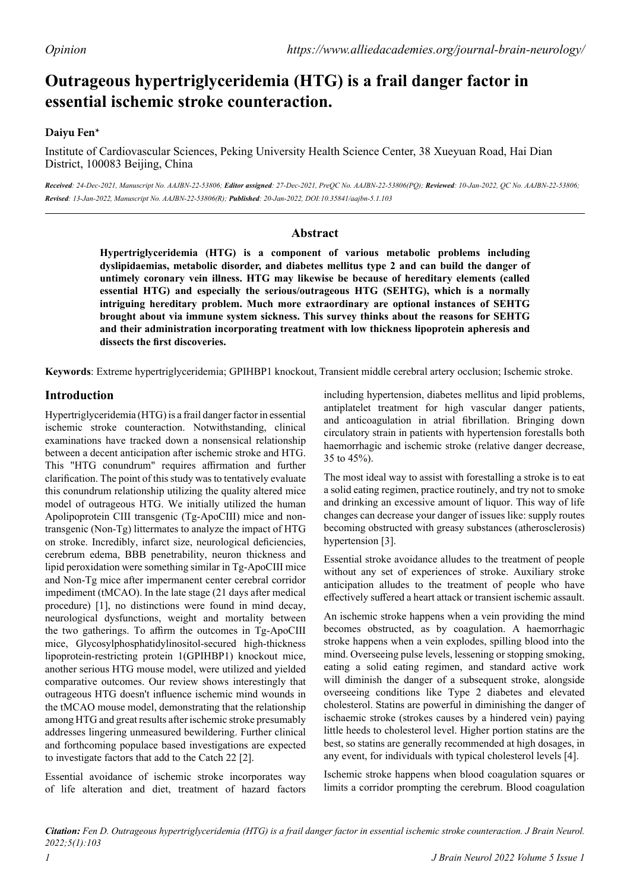*Opinion*

# Outrageous hypertriglyceridemia (HTG) is a frail danger factor in essential ischemic stroke counteraction.

**Daiyu Fen***

Institute of Cardiovascular Sciences, Peking University Health Science Center, 38 Xueyuan Road, Hai Dian District, 100083 Beijing, China

***Received**: 24-Dec-2021, Manuscript No. AAJBN-22-53806; **Editor assigned**: 27-Dec-2021, PreQC No. AAJBN-22-53806(PQ); **Reviewed**: 10-Jan-2022, QC No. AAJBN-22-53806; **Revised**: 13-Jan-2022, Manuscript No. AAJBN-22-53806(R); **Published**: 20-Jan-2022, DOI:10.35841/aajbn-5.1.103*

## Abstract

**Hypertriglyceridemia (HTG) is a component of various metabolic problems including dyslipidaemias, metabolic disorder, and diabetes mellitus type 2 and can build the danger of untimely coronary vein illness. HTG may likewise be because of hereditary elements (called essential HTG) and especially the serious/outrageous HTG (SEHTG), which is a normally intriguing hereditary problem. Much more extraordinary are optional instances of SEHTG brought about via immune system sickness. This survey thinks about the reasons for SEHTG and their administration incorporating treatment with low thickness lipoprotein apheresis and dissects the first discoveries.**

**Keywords**: Extreme hypertriglyceridemia; GPIHBP1 knockout, Transient middle cerebral artery occlusion; Ischemic stroke.

## Introduction

Hypertriglyceridemia (HTG) is a frail danger factor in essential ischemic stroke counteraction. Notwithstanding, clinical examinations have tracked down a nonsensical relationship between a decent anticipation after ischemic stroke and HTG. This "HTG conundrum" requires affirmation and further clarification. The point of this study was to tentatively evaluate this conundrum relationship utilizing the quality altered mice model of outrageous HTG. We initially utilized the human Apolipoprotein CIII transgenic (Tg-ApoCIII) mice and non-transgenic (Non-Tg) littermates to analyze the impact of HTG on stroke. Incredibly, infarct size, neurological deficiencies, cerebrum edema, BBB penetrability, neuron thickness and lipid peroxidation were something similar in Tg-ApoCIII mice and Non-Tg mice after impermanent center cerebral corridor impediment (tMCAO). In the late stage (21 days after medical procedure) [1], no distinctions were found in mind decay, neurological dysfunctions, weight and mortality between the two gatherings. To affirm the outcomes in Tg-ApoCIII mice, Glycosylphosphatidylinositol-secured high-thickness lipoprotein-restricting protein 1(GPIHBP1) knockout mice, another serious HTG mouse model, were utilized and yielded comparative outcomes. Our review shows interestingly that outrageous HTG doesn't influence ischemic mind wounds in the tMCAO mouse model, demonstrating that the relationship among HTG and great results after ischemic stroke presumably addresses lingering unmeasured bewildering. Further clinical and forthcoming populace based investigations are expected to investigate factors that add to the Catch 22 [2].

Essential avoidance of ischemic stroke incorporates way of life alteration and diet, treatment of hazard factors including hypertension, diabetes mellitus and lipid problems, antiplatelet treatment for high vascular danger patients, and anticoagulation in atrial fibrillation. Bringing down circulatory strain in patients with hypertension forestalls both haemorrhagic and ischemic stroke (relative danger decrease, 35 to 45%).

The most ideal way to assist with forestalling a stroke is to eat a solid eating regimen, practice routinely, and try not to smoke and drinking an excessive amount of liquor. This way of life changes can decrease your danger of issues like: supply routes becoming obstructed with greasy substances (atherosclerosis) hypertension [3].

Essential stroke avoidance alludes to the treatment of people without any set of experiences of stroke. Auxiliary stroke anticipation alludes to the treatment of people who have effectively suffered a heart attack or transient ischemic assault.

An ischemic stroke happens when a vein providing the mind becomes obstructed, as by coagulation. A haemorrhagic stroke happens when a vein explodes, spilling blood into the mind. Overseeing pulse levels, lessening or stopping smoking, eating a solid eating regimen, and standard active work will diminish the danger of a subsequent stroke, alongside overseeing conditions like Type 2 diabetes and elevated cholesterol. Statins are powerful in diminishing the danger of ischaemic stroke (strokes causes by a hindered vein) paying little heeds to cholesterol level. Higher portion statins are the best, so statins are generally recommended at high dosages, in any event, for individuals with typical cholesterol levels [4].

Ischemic stroke happens when blood coagulation squares or limits a corridor prompting the cerebrum. Blood coagulation

***Citation:** Fen D. Outrageous hypertriglyceridemia (HTG) is a frail danger factor in essential ischemic stroke counteraction. J Brain Neurol. 2022;5(1):103*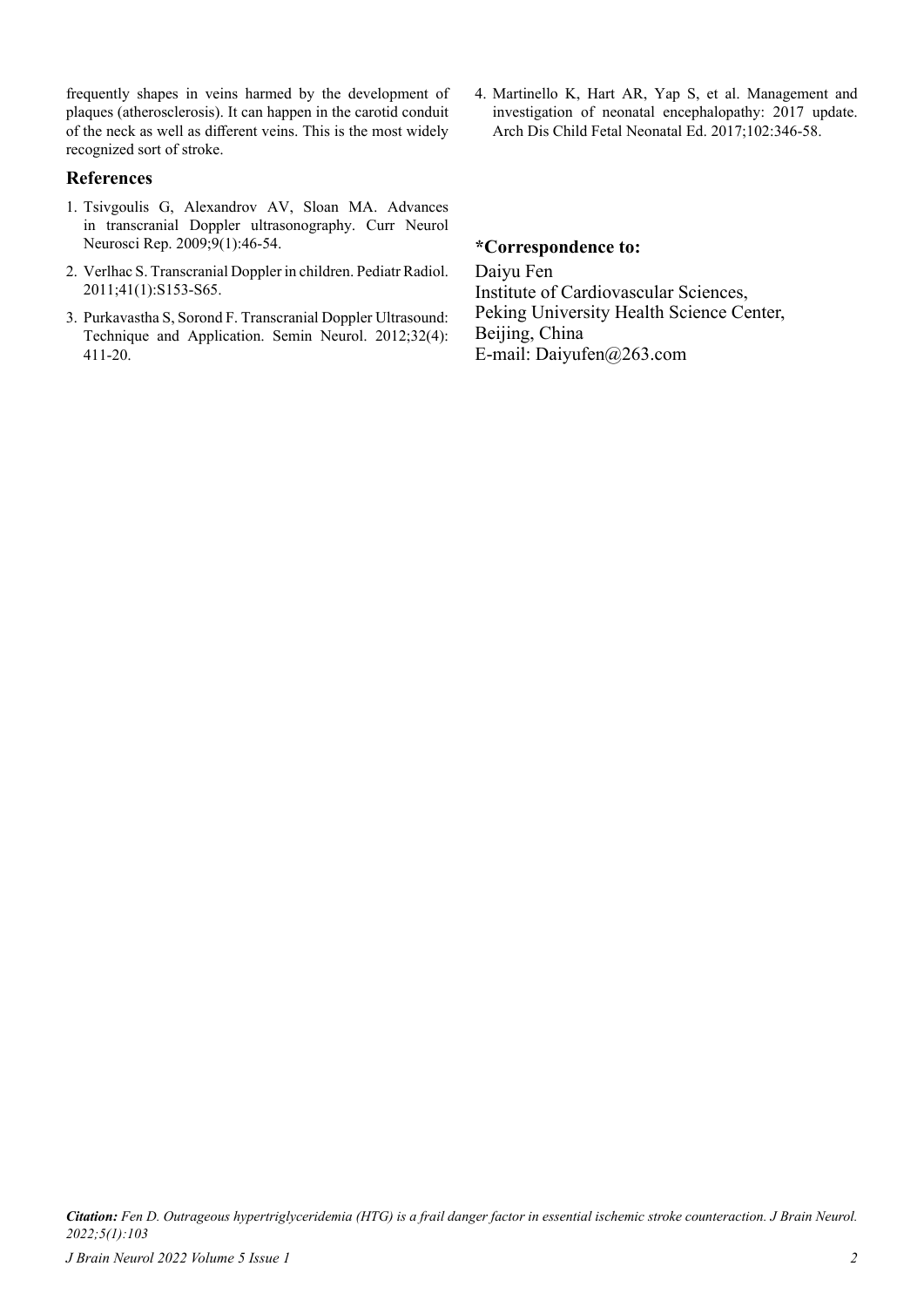frequently shapes in veins harmed by the development of plaques (atherosclerosis). It can happen in the carotid conduit of the neck as well as different veins. This is the most widely recognized sort of stroke.

## References

1. Tsivgoulis G, Alexandrov AV, Sloan MA. Advances in transcranial Doppler ultrasonography. Curr Neurol Neurosci Rep. 2009;9(1):46-54.
2. Verlhac S. Transcranial Doppler in children. Pediatr Radiol. 2011;41(1):S153-S65.
3. Purkavastha S, Sorond F. Transcranial Doppler Ultrasound: Technique and Application. Semin Neurol. 2012;32(4): 411-20.
4. Martinello K, Hart AR, Yap S, et al. Management and investigation of neonatal encephalopathy: 2017 update. Arch Dis Child Fetal Neonatal Ed. 2017;102:346-58.

**\*Correspondence to:**

Daiyu Fen
Institute of Cardiovascular Sciences,
Peking University Health Science Center,
Beijing, China
E-mail: Daiyufen@263.com

***Citation:*** *Fen D. Outrageous hypertriglyceridemia (HTG) is a frail danger factor in essential ischemic stroke counteraction. J Brain Neurol. 2022;5(1):103*